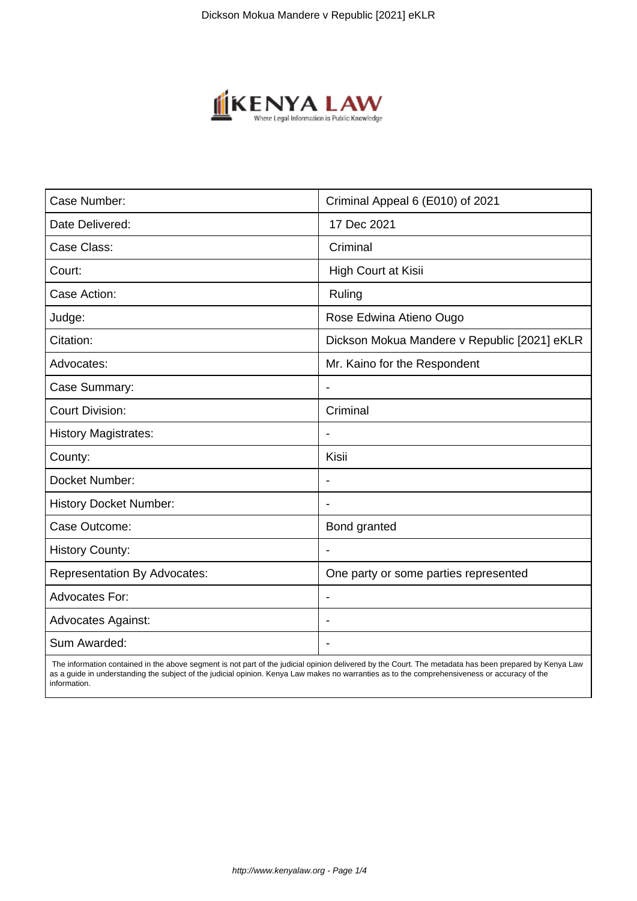| Case Number: | Criminal Appeal 6 (E010) of 2021 |
| --- | --- |
| Date Delivered: | 17 Dec 2021 |
| Case Class: | Criminal |
| Court: | High Court at Kisii |
| Case Action: | Ruling |
| Judge: | Rose Edwina Atieno Ougo |
| Citation: | Dickson Mokua Mandere v Republic [2021] eKLR |
| Advocates: | Mr. Kaino for the Respondent |
| Case Summary: | - |
| Court Division: | Criminal |
| History Magistrates: | - |
| County: | Kisii |
| Docket Number: | - |
| History Docket Number: | - |
| Case Outcome: | Bond granted |
| History County: | - |
| Representation By Advocates: | One party or some parties represented |
| Advocates For: | - |
| Advocates Against: | - |
| Sum Awarded: | - |

The information contained in the above segment is not part of the judicial opinion delivered by the Court. The metadata has been prepared by Kenya Law as a guide in understanding the subject of the judicial opinion. Kenya Law makes no warranties as to the comprehensiveness or accuracy of the information.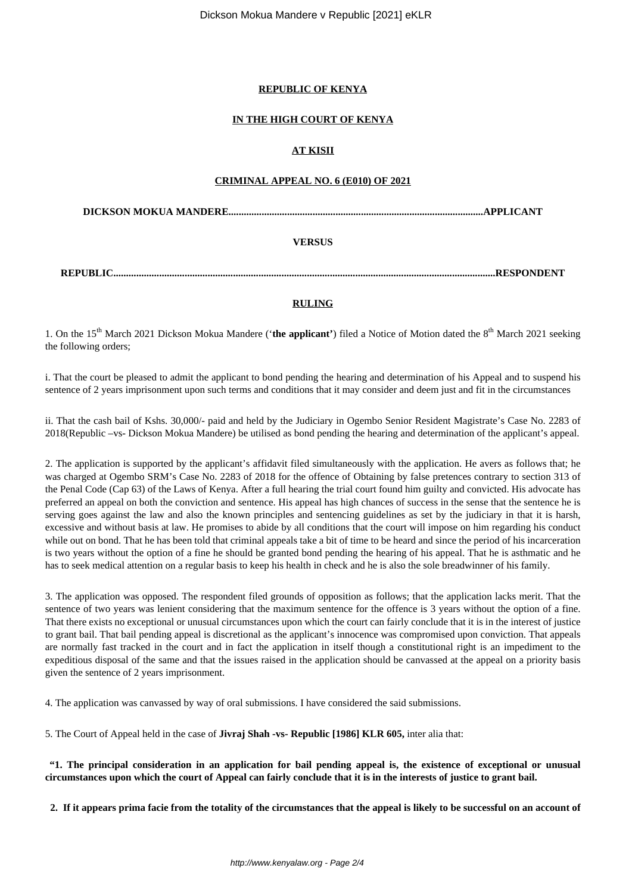**REPUBLIC OF KENYA**

**IN THE HIGH COURT OF KENYA**

**AT KISII**

**CRIMINAL APPEAL NO. 6 (E010) OF 2021**

**DICKSON MOKUA MANDERE.................................................................................................APPLICANT**

**VERSUS**

**REPUBLIC......................................................................................................................................RESPONDENT**

**RULING**

1. On the 15th March 2021 Dickson Mokua Mandere ('**the applicant'**) filed a Notice of Motion dated the 8th March 2021 seeking the following orders;

i. That the court be pleased to admit the applicant to bond pending the hearing and determination of his Appeal and to suspend his sentence of 2 years imprisonment upon such terms and conditions that it may consider and deem just and fit in the circumstances

ii. That the cash bail of Kshs. 30,000/- paid and held by the Judiciary in Ogembo Senior Resident Magistrate's Case No. 2283 of 2018(Republic –vs- Dickson Mokua Mandere) be utilised as bond pending the hearing and determination of the applicant's appeal.

2. The application is supported by the applicant's affidavit filed simultaneously with the application. He avers as follows that; he was charged at Ogembo SRM's Case No. 2283 of 2018 for the offence of Obtaining by false pretences contrary to section 313 of the Penal Code (Cap 63) of the Laws of Kenya. After a full hearing the trial court found him guilty and convicted. His advocate has preferred an appeal on both the conviction and sentence. His appeal has high chances of success in the sense that the sentence he is serving goes against the law and also the known principles and sentencing guidelines as set by the judiciary in that it is harsh, excessive and without basis at law. He promises to abide by all conditions that the court will impose on him regarding his conduct while out on bond. That he has been told that criminal appeals take a bit of time to be heard and since the period of his incarceration is two years without the option of a fine he should be granted bond pending the hearing of his appeal. That he is asthmatic and he has to seek medical attention on a regular basis to keep his health in check and he is also the sole breadwinner of his family.

3. The application was opposed. The respondent filed grounds of opposition as follows; that the application lacks merit. That the sentence of two years was lenient considering that the maximum sentence for the offence is 3 years without the option of a fine. That there exists no exceptional or unusual circumstances upon which the court can fairly conclude that it is in the interest of justice to grant bail. That bail pending appeal is discretional as the applicant's innocence was compromised upon conviction. That appeals are normally fast tracked in the court and in fact the application in itself though a constitutional right is an impediment to the expeditious disposal of the same and that the issues raised in the application should be canvassed at the appeal on a priority basis given the sentence of 2 years imprisonment.

4. The application was canvassed by way of oral submissions. I have considered the said submissions.

5. The Court of Appeal held in the case of **Jivraj Shah -vs- Republic [1986] KLR 605,** inter alia that:

**"1. The principal consideration in an application for bail pending appeal is, the existence of exceptional or unusual circumstances upon which the court of Appeal can fairly conclude that it is in the interests of justice to grant bail.**

**2. If it appears prima facie from the totality of the circumstances that the appeal is likely to be successful on an account of**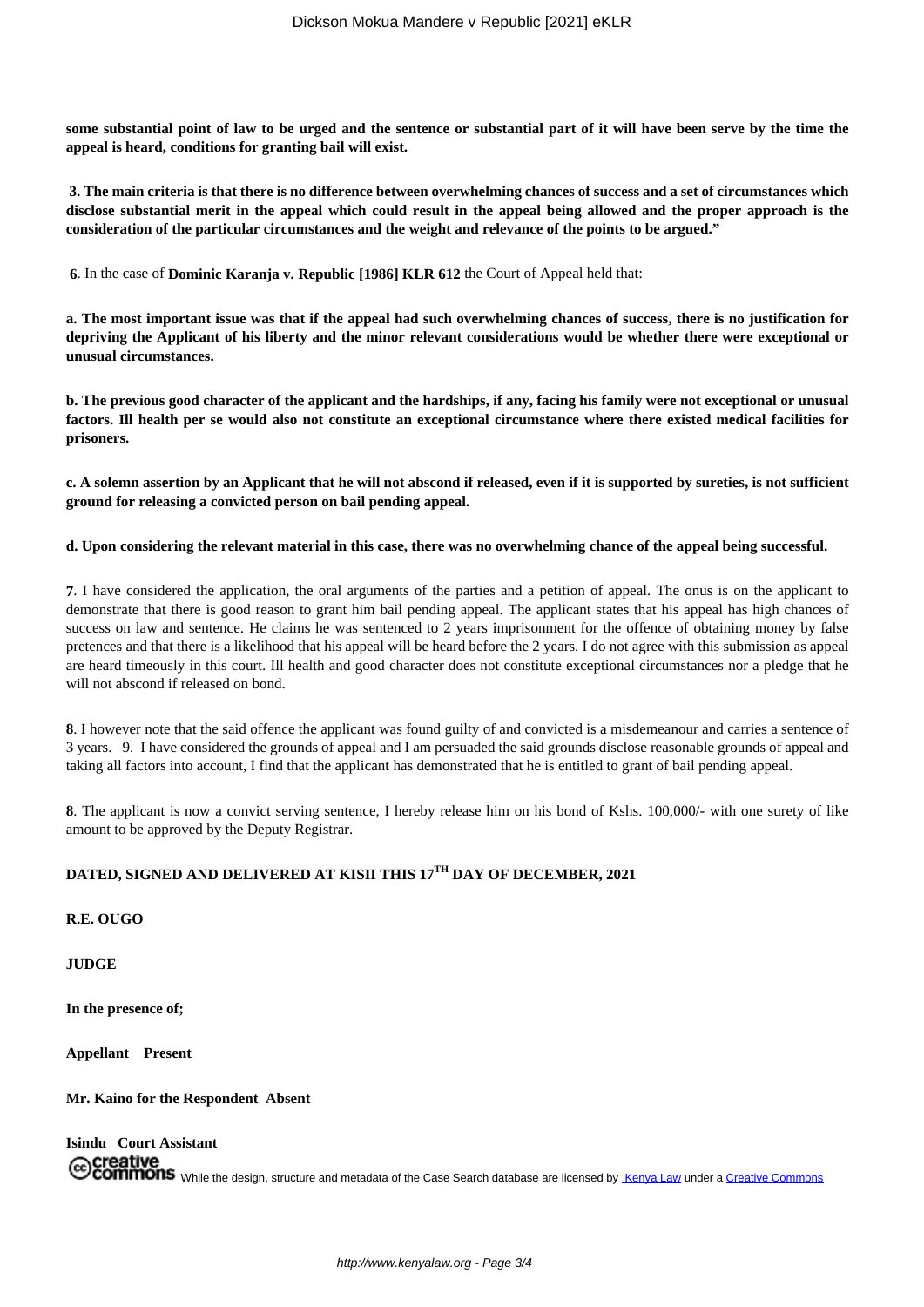**some substantial point of law to be urged and the sentence or substantial part of it will have been serve by the time the appeal is heard, conditions for granting bail will exist.**

**3. The main criteria is that there is no difference between overwhelming chances of success and a set of circumstances which disclose substantial merit in the appeal which could result in the appeal being allowed and the proper approach is the consideration of the particular circumstances and the weight and relevance of the points to be argued."**

**6**. In the case of **Dominic Karanja v. Republic [1986] KLR 612** the Court of Appeal held that:

**a. The most important issue was that if the appeal had such overwhelming chances of success, there is no justification for depriving the Applicant of his liberty and the minor relevant considerations would be whether there were exceptional or unusual circumstances.**

**b. The previous good character of the applicant and the hardships, if any, facing his family were not exceptional or unusual factors. Ill health per se would also not constitute an exceptional circumstance where there existed medical facilities for prisoners.**

**c. A solemn assertion by an Applicant that he will not abscond if released, even if it is supported by sureties, is not sufficient ground for releasing a convicted person on bail pending appeal.**

**d. Upon considering the relevant material in this case, there was no overwhelming chance of the appeal being successful.**

**7**. I have considered the application, the oral arguments of the parties and a petition of appeal. The onus is on the applicant to demonstrate that there is good reason to grant him bail pending appeal. The applicant states that his appeal has high chances of success on law and sentence. He claims he was sentenced to 2 years imprisonment for the offence of obtaining money by false pretences and that there is a likelihood that his appeal will be heard before the 2 years. I do not agree with this submission as appeal are heard timeously in this court. Ill health and good character does not constitute exceptional circumstances nor a pledge that he will not abscond if released on bond.

**8**. I however note that the said offence the applicant was found guilty of and convicted is a misdemeanour and carries a sentence of 3 years. 9. I have considered the grounds of appeal and I am persuaded the said grounds disclose reasonable grounds of appeal and taking all factors into account, I find that the applicant has demonstrated that he is entitled to grant of bail pending appeal.

**8**. The applicant is now a convict serving sentence, I hereby release him on his bond of Kshs. 100,000/- with one surety of like amount to be approved by the Deputy Registrar.

**DATED, SIGNED AND DELIVERED AT KISII THIS 17TH DAY OF DECEMBER, 2021**

**R.E. OUGO**

**JUDGE**

**In the presence of;**

**Appellant Present**

**Mr. Kaino for the Respondent Absent**

**Isindu Court Assistant**

While the design, structure and metadata of the Case Search database are licensed by Kenya Law under a Creative Commons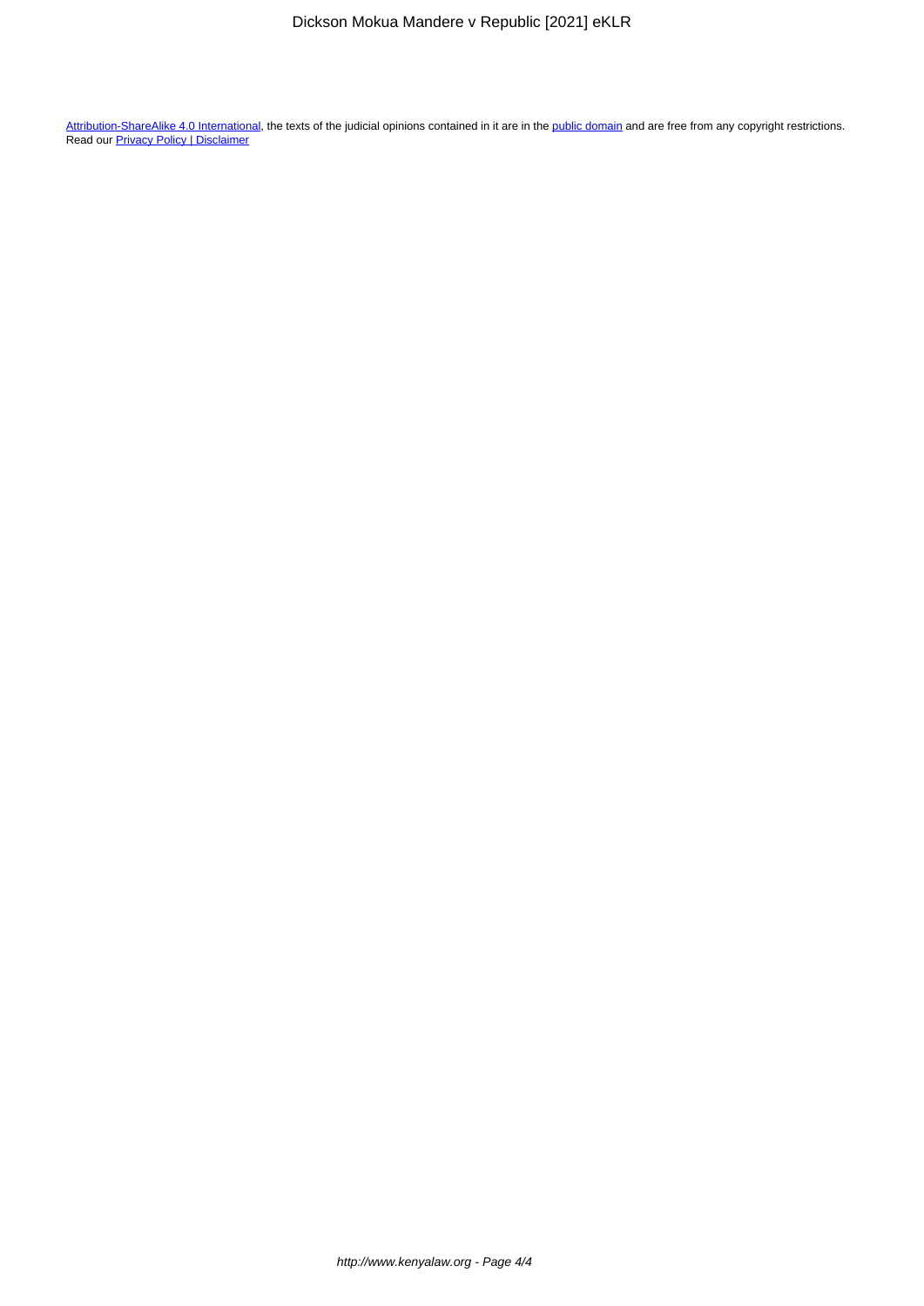Attribution-ShareAlike 4.0 International, the texts of the judicial opinions contained in it are in the public domain and are free from any copyright restrictions.
Read our Privacy Policy | Disclaimer